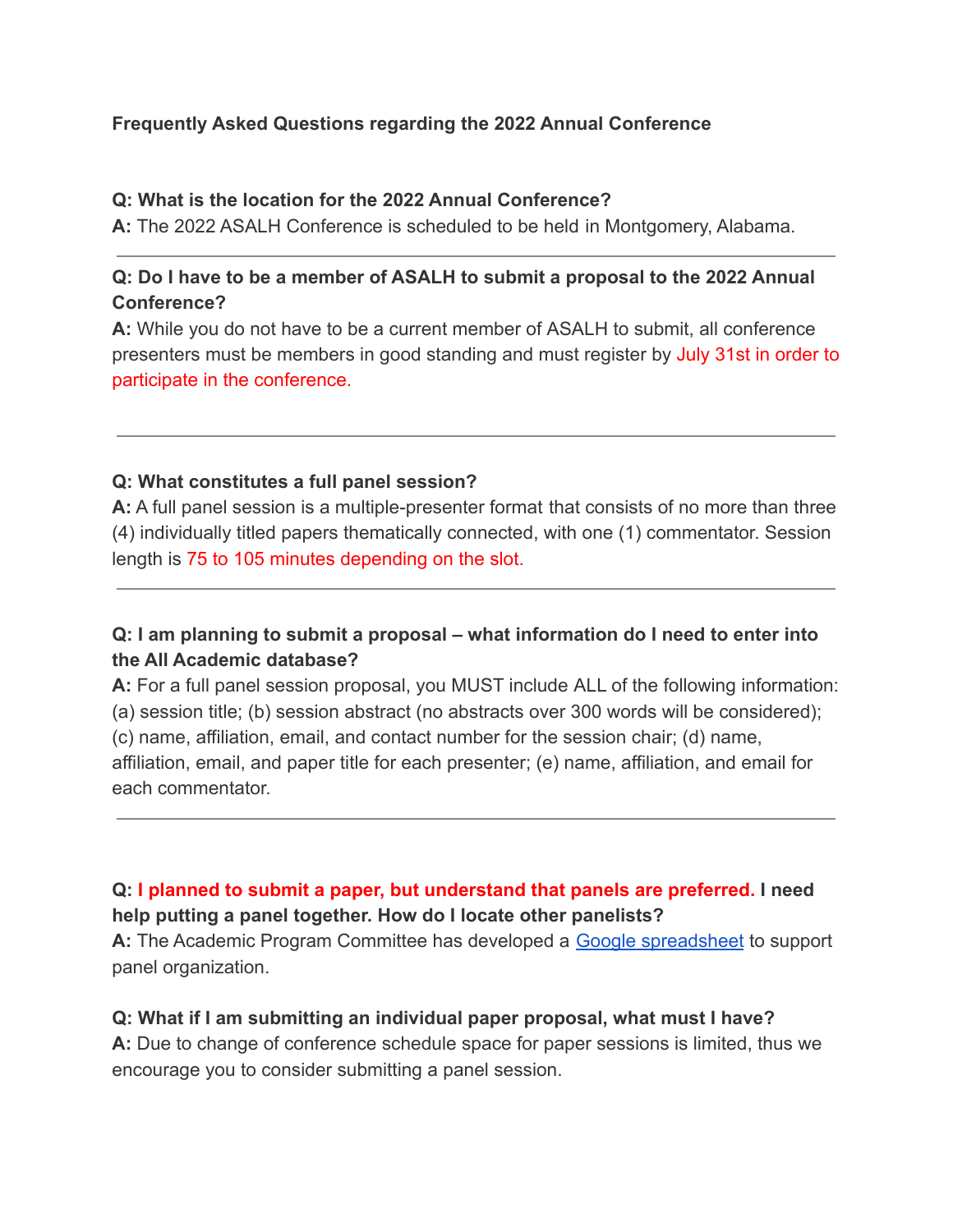**Frequently Asked Questions regarding the 2022 Annual Conference**

**Q: What is the location for the 2022 Annual Conference?**
**A:** The 2022 ASALH Conference is scheduled to be held in Montgomery, Alabama.

---

**Q: Do I have to be a member of ASALH to submit a proposal to the 2022 Annual Conference?**
**A:** While you do not have to be a current member of ASALH to submit, all conference presenters must be members in good standing and must register by July 31st in order to participate in the conference.

---

**Q: What constitutes a full panel session?**
**A:** A full panel session is a multiple-presenter format that consists of no more than three (4) individually titled papers thematically connected, with one (1) commentator. Session length is 75 to 105 minutes depending on the slot.

---

**Q: I am planning to submit a proposal – what information do I need to enter into the All Academic database?**
**A:** For a full panel session proposal, you MUST include ALL of the following information: (a) session title; (b) session abstract (no abstracts over 300 words will be considered); (c) name, affiliation, email, and contact number for the session chair; (d) name, affiliation, email, and paper title for each presenter; (e) name, affiliation, and email for each commentator.

---

**Q: I planned to submit a paper, but understand that panels are preferred. I need help putting a panel together. How do I locate other panelists?**
**A:** The Academic Program Committee has developed a [Google spreadsheet] to support panel organization.

**Q: What if I am submitting an individual paper proposal, what must I have?**
**A:** Due to change of conference schedule space for paper sessions is limited, thus we encourage you to consider submitting a panel session.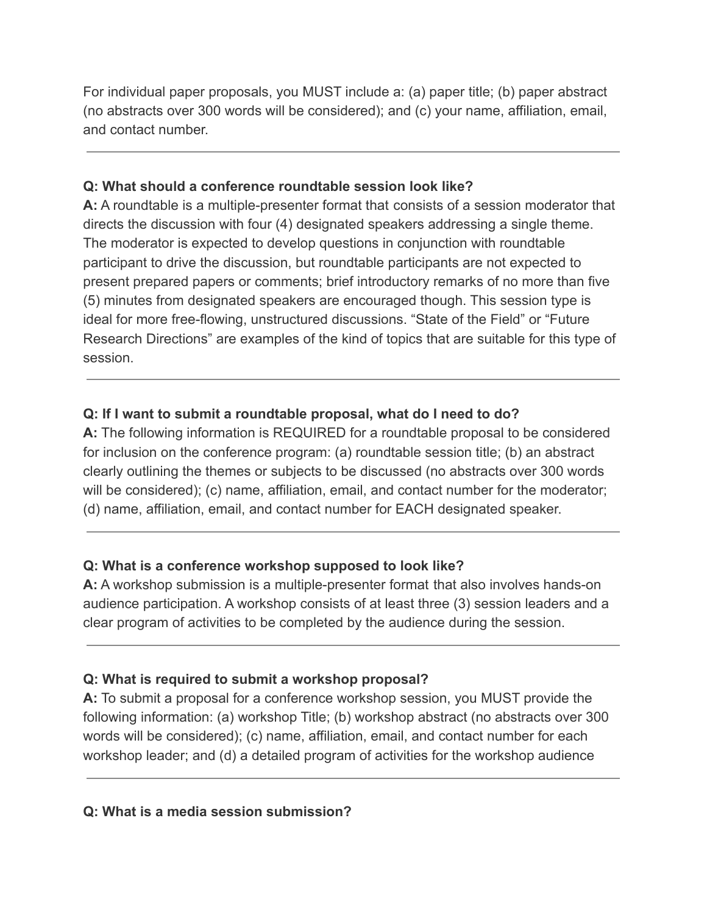For individual paper proposals, you MUST include a: (a) paper title; (b) paper abstract (no abstracts over 300 words will be considered); and (c) your name, affiliation, email, and contact number.

---

**Q: What should a conference roundtable session look like?**
**A:** A roundtable is a multiple-presenter format that consists of a session moderator that directs the discussion with four (4) designated speakers addressing a single theme. The moderator is expected to develop questions in conjunction with roundtable participant to drive the discussion, but roundtable participants are not expected to present prepared papers or comments; brief introductory remarks of no more than five (5) minutes from designated speakers are encouraged though. This session type is ideal for more free-flowing, unstructured discussions. “State of the Field” or “Future Research Directions” are examples of the kind of topics that are suitable for this type of session.

---

**Q: If I want to submit a roundtable proposal, what do I need to do?**
**A:** The following information is REQUIRED for a roundtable proposal to be considered for inclusion on the conference program: (a) roundtable session title; (b) an abstract clearly outlining the themes or subjects to be discussed (no abstracts over 300 words will be considered); (c) name, affiliation, email, and contact number for the moderator; (d) name, affiliation, email, and contact number for EACH designated speaker.

---

**Q: What is a conference workshop supposed to look like?**
**A:** A workshop submission is a multiple-presenter format that also involves hands-on audience participation. A workshop consists of at least three (3) session leaders and a clear program of activities to be completed by the audience during the session.

---

**Q: What is required to submit a workshop proposal?**
**A:** To submit a proposal for a conference workshop session, you MUST provide the following information: (a) workshop Title; (b) workshop abstract (no abstracts over 300 words will be considered); (c) name, affiliation, email, and contact number for each workshop leader; and (d) a detailed program of activities for the workshop audience

---

**Q: What is a media session submission?**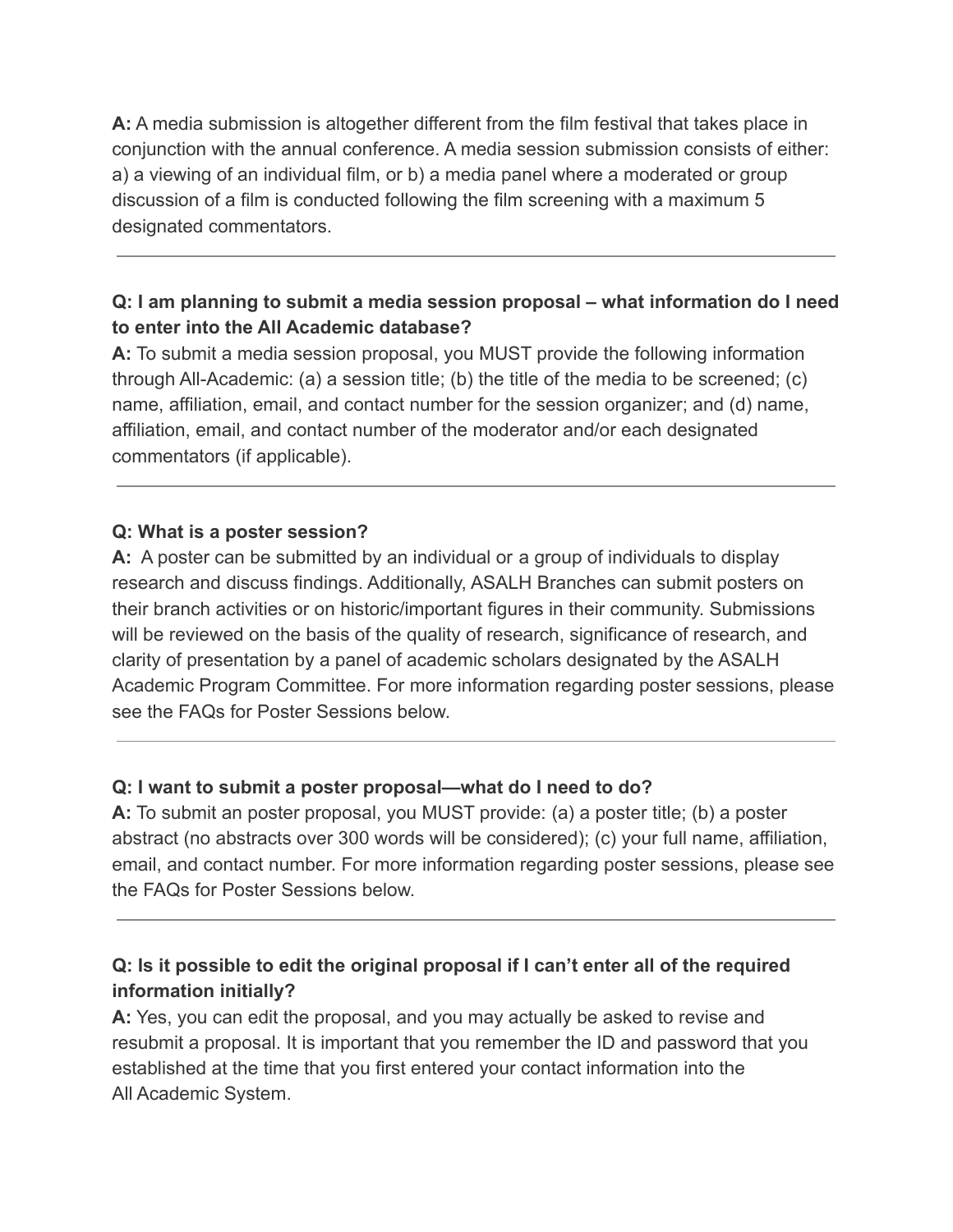**A:** A media submission is altogether different from the film festival that takes place in conjunction with the annual conference. A media session submission consists of either: a) a viewing of an individual film, or b) a media panel where a moderated or group discussion of a film is conducted following the film screening with a maximum 5 designated commentators.

---

**Q: I am planning to submit a media session proposal – what information do I need to enter into the All Academic database?**

**A:** To submit a media session proposal, you MUST provide the following information through All-Academic: (a) a session title; (b) the title of the media to be screened; (c) name, affiliation, email, and contact number for the session organizer; and (d) name, affiliation, email, and contact number of the moderator and/or each designated commentators (if applicable).

---

**Q: What is a poster session?**

**A:** A poster can be submitted by an individual or a group of individuals to display research and discuss findings. Additionally, ASALH Branches can submit posters on their branch activities or on historic/important figures in their community. Submissions will be reviewed on the basis of the quality of research, significance of research, and clarity of presentation by a panel of academic scholars designated by the ASALH Academic Program Committee. For more information regarding poster sessions, please see the FAQs for Poster Sessions below.

---

**Q: I want to submit a poster proposal—what do I need to do?**

**A:** To submit an poster proposal, you MUST provide: (a) a poster title; (b) a poster abstract (no abstracts over 300 words will be considered); (c) your full name, affiliation, email, and contact number. For more information regarding poster sessions, please see the FAQs for Poster Sessions below.

---

**Q: Is it possible to edit the original proposal if I can't enter all of the required information initially?**

**A:** Yes, you can edit the proposal, and you may actually be asked to revise and resubmit a proposal. It is important that you remember the ID and password that you established at the time that you first entered your contact information into the All Academic System.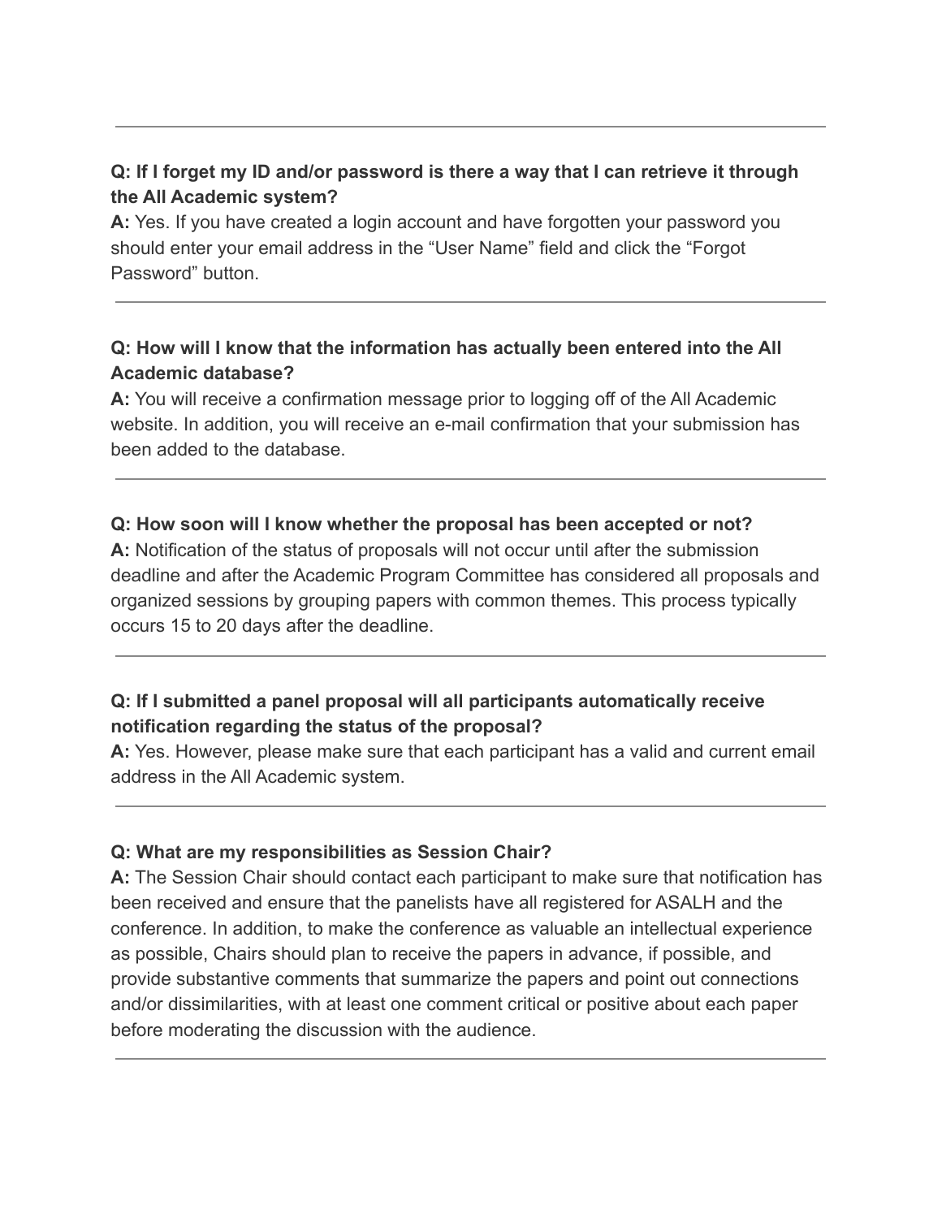---

**Q: If I forget my ID and/or password is there a way that I can retrieve it through the All Academic system?**
**A:** Yes. If you have created a login account and have forgotten your password you should enter your email address in the “User Name” field and click the “Forgot Password” button.

---

**Q: How will I know that the information has actually been entered into the All Academic database?**
**A:** You will receive a confirmation message prior to logging off of the All Academic website. In addition, you will receive an e-mail confirmation that your submission has been added to the database.

---

**Q: How soon will I know whether the proposal has been accepted or not?**
**A:** Notification of the status of proposals will not occur until after the submission deadline and after the Academic Program Committee has considered all proposals and organized sessions by grouping papers with common themes. This process typically occurs 15 to 20 days after the deadline.

---

**Q: If I submitted a panel proposal will all participants automatically receive notification regarding the status of the proposal?**
**A:** Yes. However, please make sure that each participant has a valid and current email address in the All Academic system.

---

**Q: What are my responsibilities as Session Chair?**
**A:** The Session Chair should contact each participant to make sure that notification has been received and ensure that the panelists have all registered for ASALH and the conference. In addition, to make the conference as valuable an intellectual experience as possible, Chairs should plan to receive the papers in advance, if possible, and provide substantive comments that summarize the papers and point out connections and/or dissimilarities, with at least one comment critical or positive about each paper before moderating the discussion with the audience.

---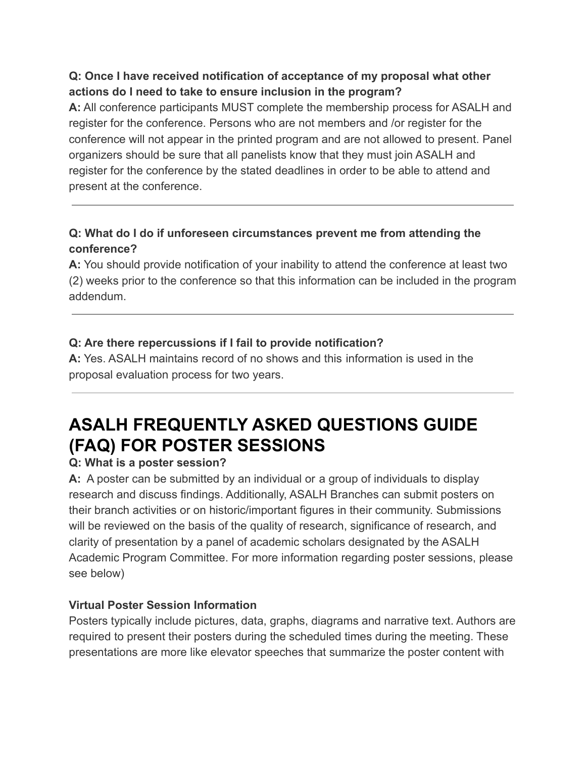**Q: Once I have received notification of acceptance of my proposal what other actions do I need to take to ensure inclusion in the program?**
**A:** All conference participants MUST complete the membership process for ASALH and register for the conference. Persons who are not members and /or register for the conference will not appear in the printed program and are not allowed to present. Panel organizers should be sure that all panelists know that they must join ASALH and register for the conference by the stated deadlines in order to be able to attend and present at the conference.

---

**Q: What do I do if unforeseen circumstances prevent me from attending the conference?**
**A:** You should provide notification of your inability to attend the conference at least two (2) weeks prior to the conference so that this information can be included in the program addendum.

---

**Q: Are there repercussions if I fail to provide notification?**
**A:** Yes. ASALH maintains record of no shows and this information is used in the proposal evaluation process for two years.

---

# ASALH FREQUENTLY ASKED QUESTIONS GUIDE (FAQ) FOR POSTER SESSIONS

**Q: What is a poster session?**
**A:** A poster can be submitted by an individual or a group of individuals to display research and discuss findings. Additionally, ASALH Branches can submit posters on their branch activities or on historic/important figures in their community. Submissions will be reviewed on the basis of the quality of research, significance of research, and clarity of presentation by a panel of academic scholars designated by the ASALH Academic Program Committee. For more information regarding poster sessions, please see below)

**Virtual Poster Session Information**
Posters typically include pictures, data, graphs, diagrams and narrative text. Authors are required to present their posters during the scheduled times during the meeting. These presentations are more like elevator speeches that summarize the poster content with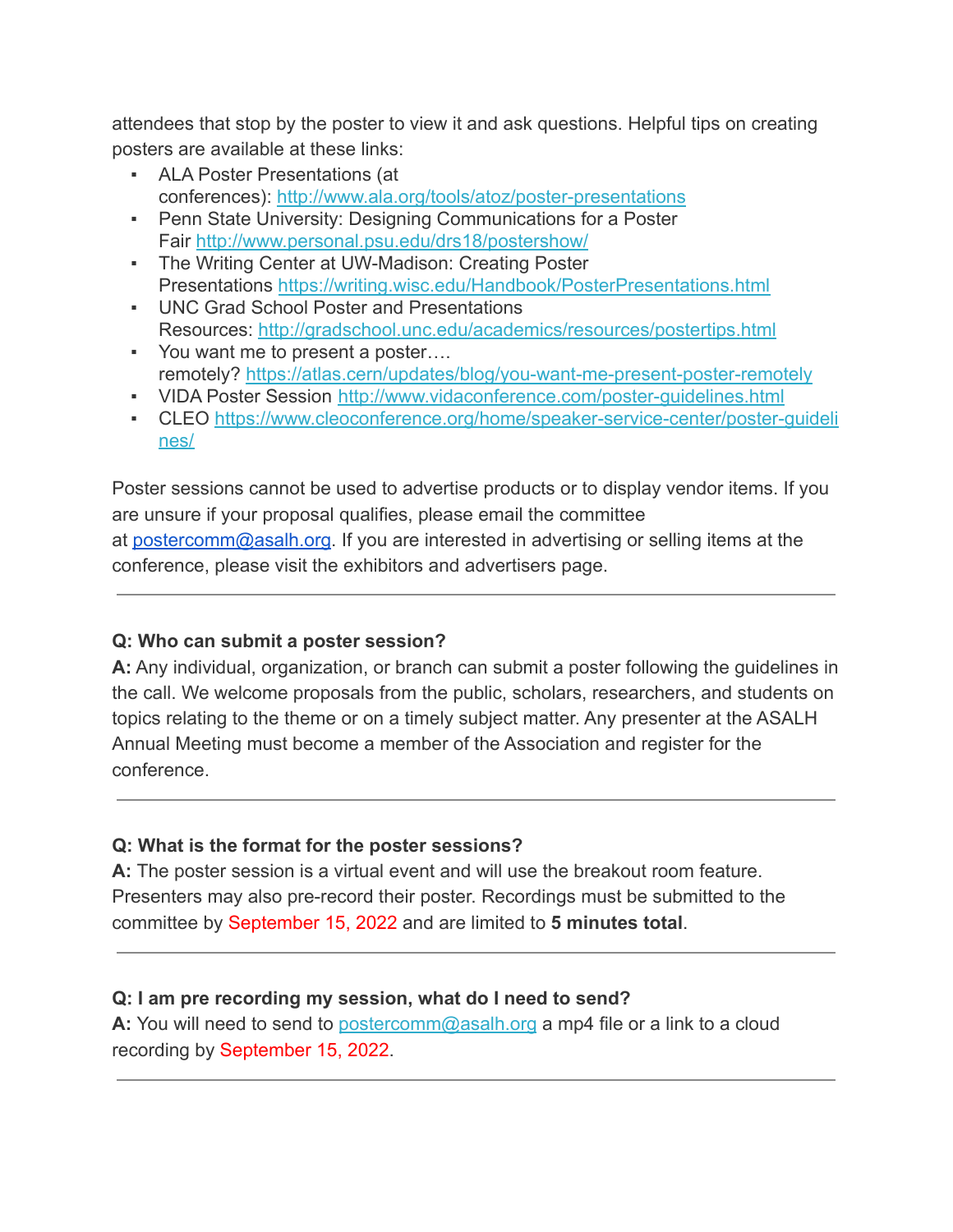attendees that stop by the poster to view it and ask questions. Helpful tips on creating posters are available at these links:

- ALA Poster Presentations (at conferences): http://www.ala.org/tools/atoz/poster-presentations
- Penn State University: Designing Communications for a Poster Fair http://www.personal.psu.edu/drs18/postershow/
- The Writing Center at UW-Madison: Creating Poster Presentations https://writing.wisc.edu/Handbook/PosterPresentations.html
- UNC Grad School Poster and Presentations Resources: http://gradschool.unc.edu/academics/resources/postertips.html
- You want me to present a poster…. remotely? https://atlas.cern/updates/blog/you-want-me-present-poster-remotely
- VIDA Poster Session http://www.vidaconference.com/poster-guidelines.html
- CLEO https://www.cleoconference.org/home/speaker-service-center/poster-guidelines/

Poster sessions cannot be used to advertise products or to display vendor items. If you are unsure if your proposal qualifies, please email the committee at postercomm@asalh.org. If you are interested in advertising or selling items at the conference, please visit the exhibitors and advertisers page.

---

**Q: Who can submit a poster session?**
**A:** Any individual, organization, or branch can submit a poster following the guidelines in the call. We welcome proposals from the public, scholars, researchers, and students on topics relating to the theme or on a timely subject matter. Any presenter at the ASALH Annual Meeting must become a member of the Association and register for the conference.

---

**Q: What is the format for the poster sessions?**
**A:** The poster session is a virtual event and will use the breakout room feature. Presenters may also pre-record their poster. Recordings must be submitted to the committee by September 15, 2022 and are limited to **5 minutes total**.

---

**Q: I am pre recording my session, what do I need to send?**
**A:** You will need to send to postercomm@asalh.org a mp4 file or a link to a cloud recording by September 15, 2022.

---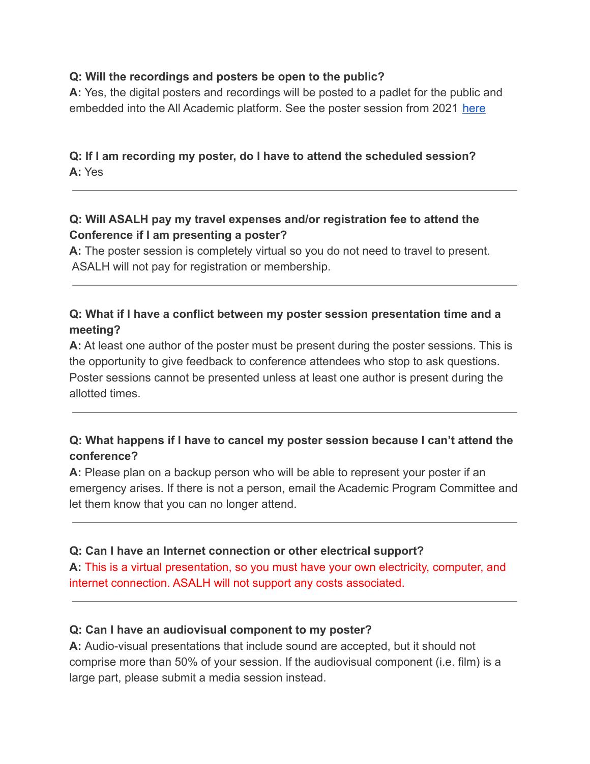**Q: Will the recordings and posters be open to the public?**
**A:** Yes, the digital posters and recordings will be posted to a padlet for the public and embedded into the All Academic platform. See the poster session from 2021 here

**Q: If I am recording my poster, do I have to attend the scheduled session?**
**A:** Yes

---

**Q: Will ASALH pay my travel expenses and/or registration fee to attend the Conference if I am presenting a poster?**
**A:** The poster session is completely virtual so you do not need to travel to present. ASALH will not pay for registration or membership.

---

**Q: What if I have a conflict between my poster session presentation time and a meeting?**
**A:** At least one author of the poster must be present during the poster sessions. This is the opportunity to give feedback to conference attendees who stop to ask questions. Poster sessions cannot be presented unless at least one author is present during the allotted times.

---

**Q: What happens if I have to cancel my poster session because I can't attend the conference?**
**A:** Please plan on a backup person who will be able to represent your poster if an emergency arises. If there is not a person, email the Academic Program Committee and let them know that you can no longer attend.

---

**Q: Can I have an Internet connection or other electrical support?**
**A:** This is a virtual presentation, so you must have your own electricity, computer, and internet connection. ASALH will not support any costs associated.

---

**Q: Can I have an audiovisual component to my poster?**
**A:** Audio-visual presentations that include sound are accepted, but it should not comprise more than 50% of your session. If the audiovisual component (i.e. film) is a large part, please submit a media session instead.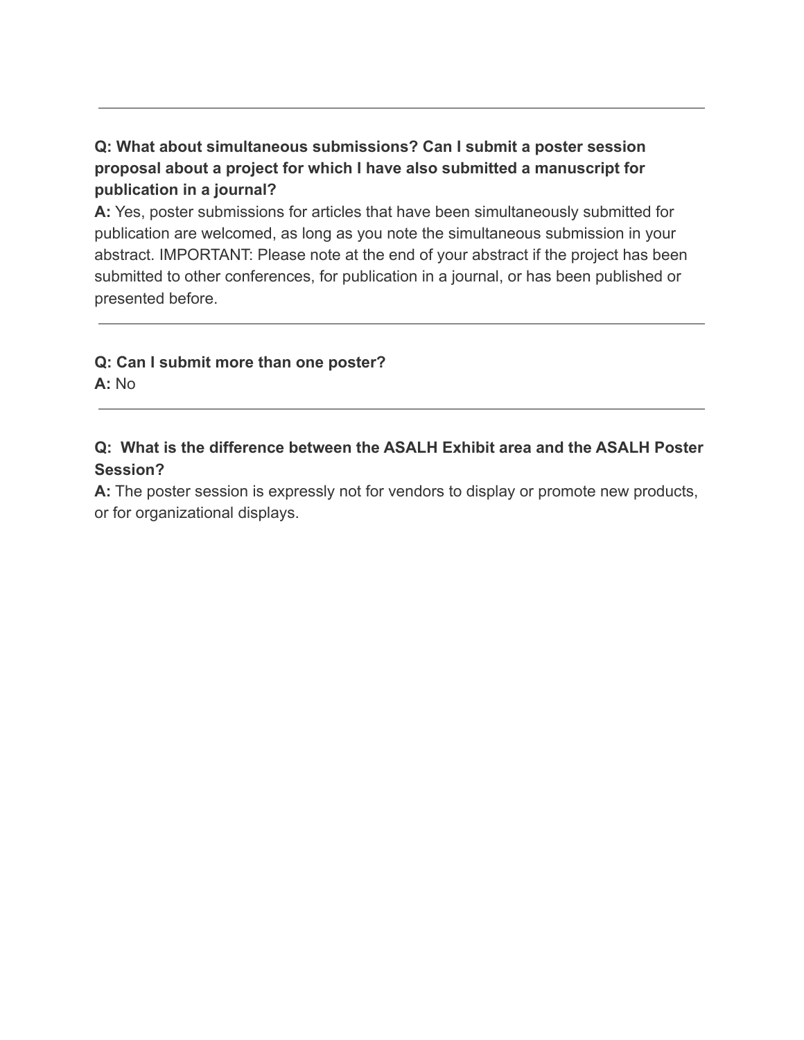---

**Q: What about simultaneous submissions? Can I submit a poster session proposal about a project for which I have also submitted a manuscript for publication in a journal?**
**A:** Yes, poster submissions for articles that have been simultaneously submitted for publication are welcomed, as long as you note the simultaneous submission in your abstract. IMPORTANT: Please note at the end of your abstract if the project has been submitted to other conferences, for publication in a journal, or has been published or presented before.

---

**Q: Can I submit more than one poster?**
**A:** No

---

**Q: What is the difference between the ASALH Exhibit area and the ASALH Poster Session?**
**A:** The poster session is expressly not for vendors to display or promote new products, or for organizational displays.